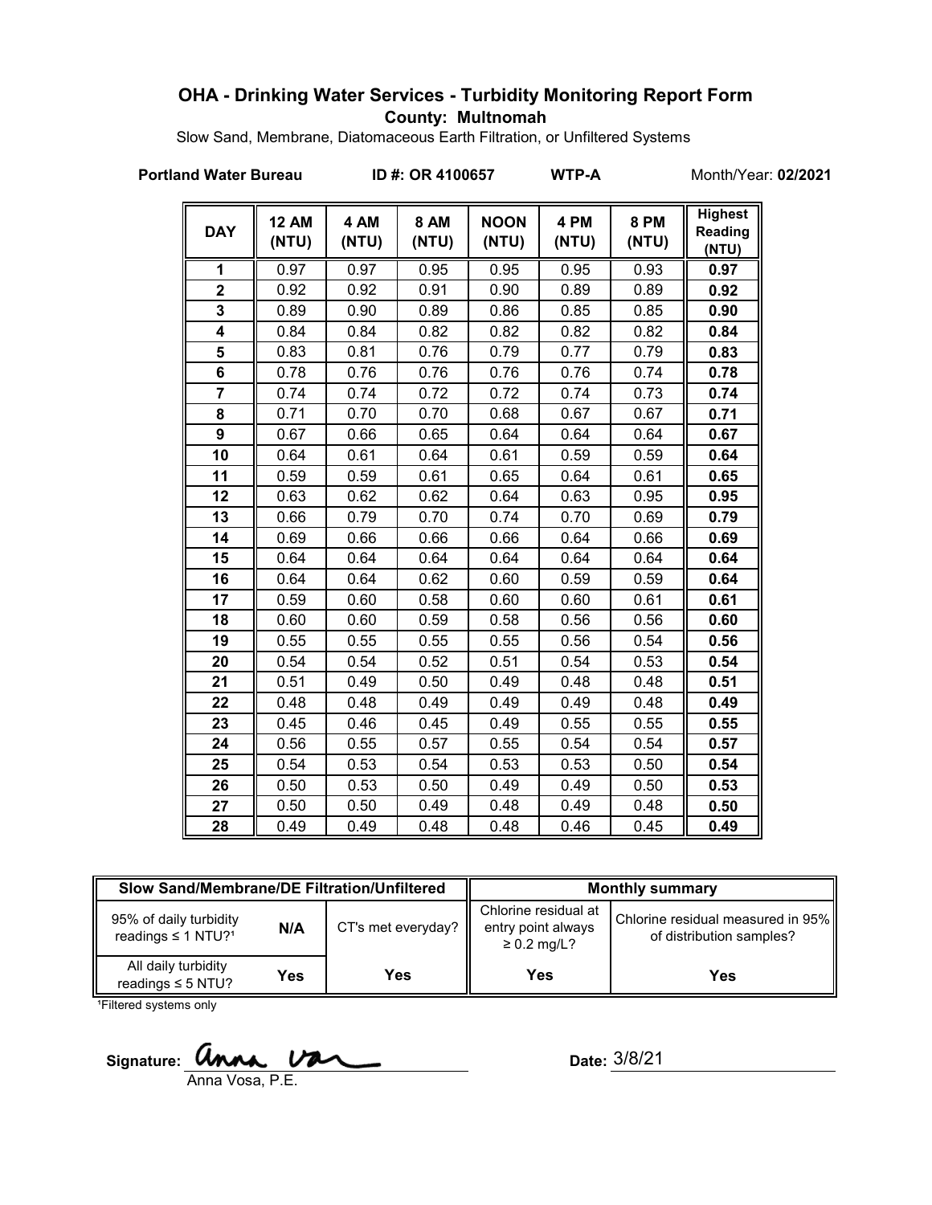# OHA - Drinking Water Services - Turbidity Monitoring Report Form

**County: Multnomah**

Slow Sand, Membrane, Diatomaceous Earth Filtration, or Unfiltered Systems

**Portland Water Bureau** **ID #: OR 4100657** **WTP-A** Month/Year: **02/2021**

| DAY | 12 AM (NTU) | 4 AM (NTU) | 8 AM (NTU) | NOON (NTU) | 4 PM (NTU) | 8 PM (NTU) | Highest Reading (NTU) |
|---|---|---|---|---|---|---|---|
| 1 | 0.97 | 0.97 | 0.95 | 0.95 | 0.95 | 0.93 | **0.97** |
| 2 | 0.92 | 0.92 | 0.91 | 0.90 | 0.89 | 0.89 | **0.92** |
| 3 | 0.89 | 0.90 | 0.89 | 0.86 | 0.85 | 0.85 | **0.90** |
| 4 | 0.84 | 0.84 | 0.82 | 0.82 | 0.82 | 0.82 | **0.84** |
| 5 | 0.83 | 0.81 | 0.76 | 0.79 | 0.77 | 0.79 | **0.83** |
| 6 | 0.78 | 0.76 | 0.76 | 0.76 | 0.76 | 0.74 | **0.78** |
| 7 | 0.74 | 0.74 | 0.72 | 0.72 | 0.74 | 0.73 | **0.74** |
| 8 | 0.71 | 0.70 | 0.70 | 0.68 | 0.67 | 0.67 | **0.71** |
| 9 | 0.67 | 0.66 | 0.65 | 0.64 | 0.64 | 0.64 | **0.67** |
| 10 | 0.64 | 0.61 | 0.64 | 0.61 | 0.59 | 0.59 | **0.64** |
| 11 | 0.59 | 0.59 | 0.61 | 0.65 | 0.64 | 0.61 | **0.65** |
| 12 | 0.63 | 0.62 | 0.62 | 0.64 | 0.63 | 0.95 | **0.95** |
| 13 | 0.66 | 0.79 | 0.70 | 0.74 | 0.70 | 0.69 | **0.79** |
| 14 | 0.69 | 0.66 | 0.66 | 0.66 | 0.64 | 0.66 | **0.69** |
| 15 | 0.64 | 0.64 | 0.64 | 0.64 | 0.64 | 0.64 | **0.64** |
| 16 | 0.64 | 0.64 | 0.62 | 0.60 | 0.59 | 0.59 | **0.64** |
| 17 | 0.59 | 0.60 | 0.58 | 0.60 | 0.60 | 0.61 | **0.61** |
| 18 | 0.60 | 0.60 | 0.59 | 0.58 | 0.56 | 0.56 | **0.60** |
| 19 | 0.55 | 0.55 | 0.55 | 0.55 | 0.56 | 0.54 | **0.56** |
| 20 | 0.54 | 0.54 | 0.52 | 0.51 | 0.54 | 0.53 | **0.54** |
| 21 | 0.51 | 0.49 | 0.50 | 0.49 | 0.48 | 0.48 | **0.51** |
| 22 | 0.48 | 0.48 | 0.49 | 0.49 | 0.49 | 0.48 | **0.49** |
| 23 | 0.45 | 0.46 | 0.45 | 0.49 | 0.55 | 0.55 | **0.55** |
| 24 | 0.56 | 0.55 | 0.57 | 0.55 | 0.54 | 0.54 | **0.57** |
| 25 | 0.54 | 0.53 | 0.54 | 0.53 | 0.53 | 0.50 | **0.54** |
| 26 | 0.50 | 0.53 | 0.50 | 0.49 | 0.49 | 0.50 | **0.53** |
| 27 | 0.50 | 0.50 | 0.49 | 0.48 | 0.49 | 0.48 | **0.50** |
| 28 | 0.49 | 0.49 | 0.48 | 0.48 | 0.46 | 0.45 | **0.49** |

| Slow Sand/Membrane/DE Filtration/Unfiltered | | | Monthly summary | |
|---|---|---|---|---|
| 95% of daily turbidity readings ≤ 1 NTU?[1] | N/A | CT's met everyday? | Chlorine residual at entry point always ≥ 0.2 mg/L? | Chlorine residual measured in 95% of distribution samples? |
| All daily turbidity readings ≤ 5 NTU? | Yes | Yes | Yes | Yes |

[1]Filtered systems only

Signature: Anna Vosa, P.E.

Date: 3/8/21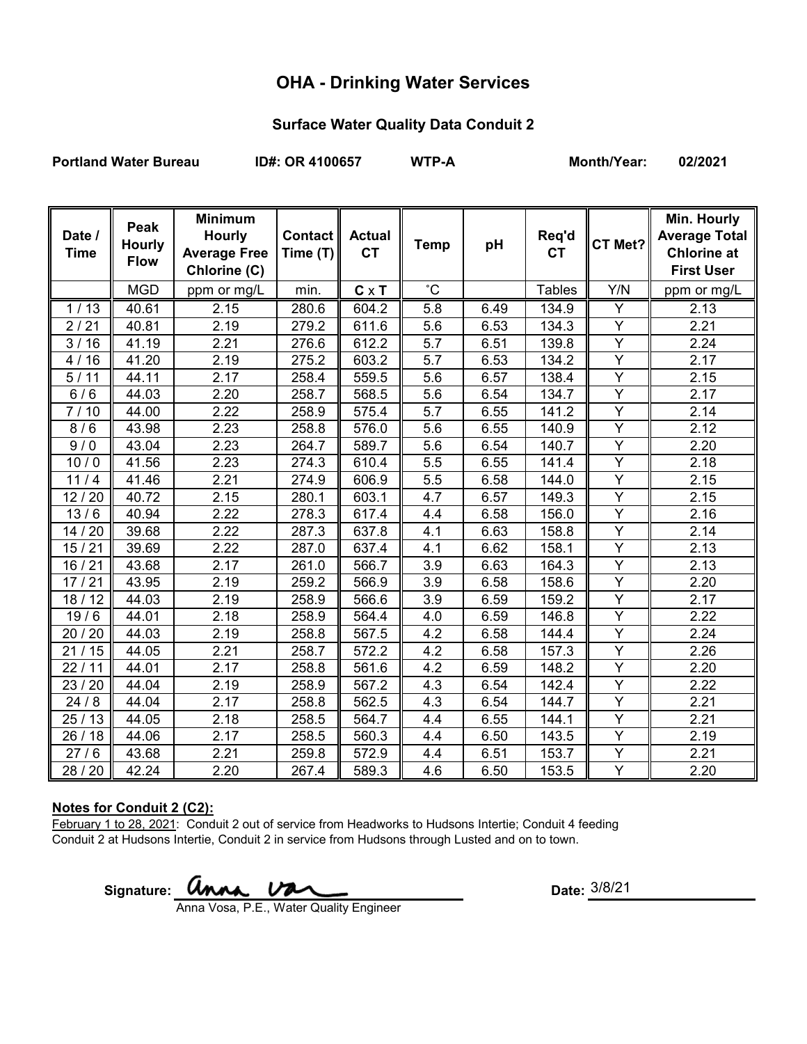# OHA - Drinking Water Services

## Surface Water Quality Data Conduit 2

**Portland Water Bureau** **ID#: OR 4100657** **WTP-A** **Month/Year: 02/2021**

| Date / Time | Peak Hourly Flow | Minimum Hourly Average Free Chlorine (C) | Contact Time (T) | Actual CT | Temp | pH | Req'd CT | CT Met? | Min. Hourly Average Total Chlorine at First User |
|---|---|---|---|---|---|---|---|---|---|
| | MGD | ppm or mg/L | min. | C x T | ˚C | | Tables | Y/N | ppm or mg/L |
| 1 / 13 | 40.61 | 2.15 | 280.6 | 604.2 | 5.8 | 6.49 | 134.9 | Y | 2.13 |
| 2 / 21 | 40.81 | 2.19 | 279.2 | 611.6 | 5.6 | 6.53 | 134.3 | Y | 2.21 |
| 3 / 16 | 41.19 | 2.21 | 276.6 | 612.2 | 5.7 | 6.51 | 139.8 | Y | 2.24 |
| 4 / 16 | 41.20 | 2.19 | 275.2 | 603.2 | 5.7 | 6.53 | 134.2 | Y | 2.17 |
| 5 / 11 | 44.11 | 2.17 | 258.4 | 559.5 | 5.6 | 6.57 | 138.4 | Y | 2.15 |
| 6 / 6 | 44.03 | 2.20 | 258.7 | 568.5 | 5.6 | 6.54 | 134.7 | Y | 2.17 |
| 7 / 10 | 44.00 | 2.22 | 258.9 | 575.4 | 5.7 | 6.55 | 141.2 | Y | 2.14 |
| 8 / 6 | 43.98 | 2.23 | 258.8 | 576.0 | 5.6 | 6.55 | 140.9 | Y | 2.12 |
| 9 / 0 | 43.04 | 2.23 | 264.7 | 589.7 | 5.6 | 6.54 | 140.7 | Y | 2.20 |
| 10 / 0 | 41.56 | 2.23 | 274.3 | 610.4 | 5.5 | 6.55 | 141.4 | Y | 2.18 |
| 11 / 4 | 41.46 | 2.21 | 274.9 | 606.9 | 5.5 | 6.58 | 144.0 | Y | 2.15 |
| 12 / 20 | 40.72 | 2.15 | 280.1 | 603.1 | 4.7 | 6.57 | 149.3 | Y | 2.15 |
| 13 / 6 | 40.94 | 2.22 | 278.3 | 617.4 | 4.4 | 6.58 | 156.0 | Y | 2.16 |
| 14 / 20 | 39.68 | 2.22 | 287.3 | 637.8 | 4.1 | 6.63 | 158.8 | Y | 2.14 |
| 15 / 21 | 39.69 | 2.22 | 287.0 | 637.4 | 4.1 | 6.62 | 158.1 | Y | 2.13 |
| 16 / 21 | 43.68 | 2.17 | 261.0 | 566.7 | 3.9 | 6.63 | 164.3 | Y | 2.13 |
| 17 / 21 | 43.95 | 2.19 | 259.2 | 566.9 | 3.9 | 6.58 | 158.6 | Y | 2.20 |
| 18 / 12 | 44.03 | 2.19 | 258.9 | 566.6 | 3.9 | 6.59 | 159.2 | Y | 2.17 |
| 19 / 6 | 44.01 | 2.18 | 258.9 | 564.4 | 4.0 | 6.59 | 146.8 | Y | 2.22 |
| 20 / 20 | 44.03 | 2.19 | 258.8 | 567.5 | 4.2 | 6.58 | 144.4 | Y | 2.24 |
| 21 / 15 | 44.05 | 2.21 | 258.7 | 572.2 | 4.2 | 6.58 | 157.3 | Y | 2.26 |
| 22 / 11 | 44.01 | 2.17 | 258.8 | 561.6 | 4.2 | 6.59 | 148.2 | Y | 2.20 |
| 23 / 20 | 44.04 | 2.19 | 258.9 | 567.2 | 4.3 | 6.54 | 142.4 | Y | 2.22 |
| 24 / 8 | 44.04 | 2.17 | 258.8 | 562.5 | 4.3 | 6.54 | 144.7 | Y | 2.21 |
| 25 / 13 | 44.05 | 2.18 | 258.5 | 564.7 | 4.4 | 6.55 | 144.1 | Y | 2.21 |
| 26 / 18 | 44.06 | 2.17 | 258.5 | 560.3 | 4.4 | 6.50 | 143.5 | Y | 2.19 |
| 27 / 6 | 43.68 | 2.21 | 259.8 | 572.9 | 4.4 | 6.51 | 153.7 | Y | 2.21 |
| 28 / 20 | 42.24 | 2.20 | 267.4 | 589.3 | 4.6 | 6.50 | 153.5 | Y | 2.20 |

**Notes for Conduit 2 (C2):**

February 1 to 28, 2021: Conduit 2 out of service from Headworks to Hudsons Intertie; Conduit 4 feeding Conduit 2 at Hudsons Intertie, Conduit 2 in service from Hudsons through Lusted and on to town.

Signature: Anna Vosa

Anna Vosa, P.E., Water Quality Engineer

Date: 3/8/21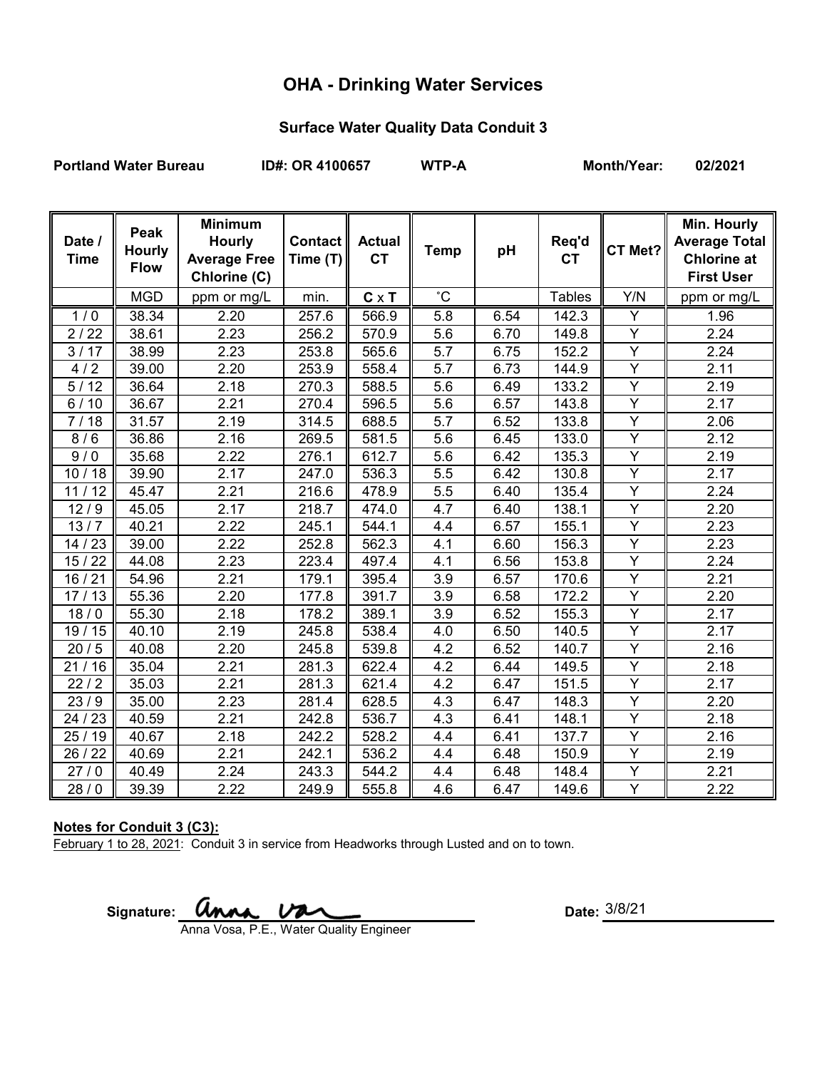# OHA - Drinking Water Services

## Surface Water Quality Data Conduit 3

**Portland Water Bureau** **ID#: OR 4100657** **WTP-A** **Month/Year: 02/2021**

| Date / Time | Peak Hourly Flow | Minimum Hourly Average Free Chlorine (C) | Contact Time (T) | Actual CT | Temp | pH | Req'd CT | CT Met? | Min. Hourly Average Total Chlorine at First User |
|---|---|---|---|---|---|---|---|---|---|
| | MGD | ppm or mg/L | min. | C x T | ˚C | | Tables | Y/N | ppm or mg/L |
| 1 / 0 | 38.34 | 2.20 | 257.6 | 566.9 | 5.8 | 6.54 | 142.3 | Y | 1.96 |
| 2 / 22 | 38.61 | 2.23 | 256.2 | 570.9 | 5.6 | 6.70 | 149.8 | Y | 2.24 |
| 3 / 17 | 38.99 | 2.23 | 253.8 | 565.6 | 5.7 | 6.75 | 152.2 | Y | 2.24 |
| 4 / 2 | 39.00 | 2.20 | 253.9 | 558.4 | 5.7 | 6.73 | 144.9 | Y | 2.11 |
| 5 / 12 | 36.64 | 2.18 | 270.3 | 588.5 | 5.6 | 6.49 | 133.2 | Y | 2.19 |
| 6 / 10 | 36.67 | 2.21 | 270.4 | 596.5 | 5.6 | 6.57 | 143.8 | Y | 2.17 |
| 7 / 18 | 31.57 | 2.19 | 314.5 | 688.5 | 5.7 | 6.52 | 133.8 | Y | 2.06 |
| 8 / 6 | 36.86 | 2.16 | 269.5 | 581.5 | 5.6 | 6.45 | 133.0 | Y | 2.12 |
| 9 / 0 | 35.68 | 2.22 | 276.1 | 612.7 | 5.6 | 6.42 | 135.3 | Y | 2.19 |
| 10 / 18 | 39.90 | 2.17 | 247.0 | 536.3 | 5.5 | 6.42 | 130.8 | Y | 2.17 |
| 11 / 12 | 45.47 | 2.21 | 216.6 | 478.9 | 5.5 | 6.40 | 135.4 | Y | 2.24 |
| 12 / 9 | 45.05 | 2.17 | 218.7 | 474.0 | 4.7 | 6.40 | 138.1 | Y | 2.20 |
| 13 / 7 | 40.21 | 2.22 | 245.1 | 544.1 | 4.4 | 6.57 | 155.1 | Y | 2.23 |
| 14 / 23 | 39.00 | 2.22 | 252.8 | 562.3 | 4.1 | 6.60 | 156.3 | Y | 2.23 |
| 15 / 22 | 44.08 | 2.23 | 223.4 | 497.4 | 4.1 | 6.56 | 153.8 | Y | 2.24 |
| 16 / 21 | 54.96 | 2.21 | 179.1 | 395.4 | 3.9 | 6.57 | 170.6 | Y | 2.21 |
| 17 / 13 | 55.36 | 2.20 | 177.8 | 391.7 | 3.9 | 6.58 | 172.2 | Y | 2.20 |
| 18 / 0 | 55.30 | 2.18 | 178.2 | 389.1 | 3.9 | 6.52 | 155.3 | Y | 2.17 |
| 19 / 15 | 40.10 | 2.19 | 245.8 | 538.4 | 4.0 | 6.50 | 140.5 | Y | 2.17 |
| 20 / 5 | 40.08 | 2.20 | 245.8 | 539.8 | 4.2 | 6.52 | 140.7 | Y | 2.16 |
| 21 / 16 | 35.04 | 2.21 | 281.3 | 622.4 | 4.2 | 6.44 | 149.5 | Y | 2.18 |
| 22 / 2 | 35.03 | 2.21 | 281.3 | 621.4 | 4.2 | 6.47 | 151.5 | Y | 2.17 |
| 23 / 9 | 35.00 | 2.23 | 281.4 | 628.5 | 4.3 | 6.47 | 148.3 | Y | 2.20 |
| 24 / 23 | 40.59 | 2.21 | 242.8 | 536.7 | 4.3 | 6.41 | 148.1 | Y | 2.18 |
| 25 / 19 | 40.67 | 2.18 | 242.2 | 528.2 | 4.4 | 6.41 | 137.7 | Y | 2.16 |
| 26 / 22 | 40.69 | 2.21 | 242.1 | 536.2 | 4.4 | 6.48 | 150.9 | Y | 2.19 |
| 27 / 0 | 40.49 | 2.24 | 243.3 | 544.2 | 4.4 | 6.48 | 148.4 | Y | 2.21 |
| 28 / 0 | 39.39 | 2.22 | 249.9 | 555.8 | 4.6 | 6.47 | 149.6 | Y | 2.22 |

**Notes for Conduit 3 (C3):**

February 1 to 28, 2021: Conduit 3 in service from Headworks through Lusted and on to town.

**Signature:** Anna Vosa

Anna Vosa, P.E., Water Quality Engineer

**Date:** 3/8/21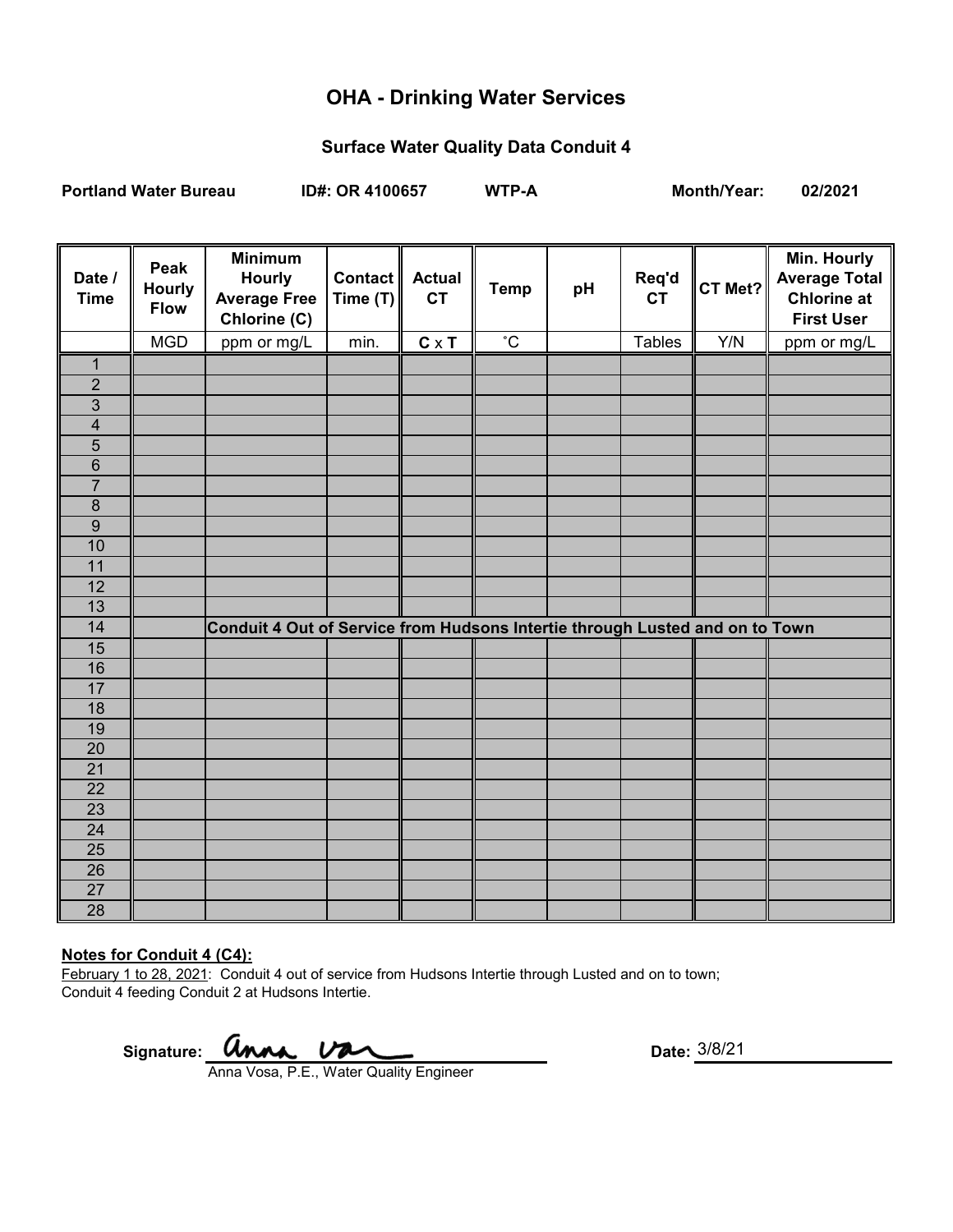# OHA - Drinking Water Services

## Surface Water Quality Data Conduit 4

**Portland Water Bureau** **ID#: OR 4100657** **WTP-A** **Month/Year: 02/2021**

| Date / Time | Peak Hourly Flow | Minimum Hourly Average Free Chlorine (C) | Contact Time (T) | Actual CT | Temp | pH | Req'd CT | CT Met? | Min. Hourly Average Total Chlorine at First User |
|---|---|---|---|---|---|---|---|---|---|
| | MGD | ppm or mg/L | min. | **C** x **T** | ˚C | | Tables | Y/N | ppm or mg/L |
| 1 | | | | | | | | | |
| 2 | | | | | | | | | |
| 3 | | | | | | | | | |
| 4 | | | | | | | | | |
| 5 | | | | | | | | | |
| 6 | | | | | | | | | |
| 7 | | | | | | | | | |
| 8 | | | | | | | | | |
| 9 | | | | | | | | | |
| 10 | | | | | | | | | |
| 11 | | | | | | | | | |
| 12 | | | | | | | | | |
| 13 | | | | | | | | | |
| 14 | | **Conduit 4 Out of Service from Hudsons Intertie through Lusted and on to Town** | | | | | | | |
| 15 | | | | | | | | | |
| 16 | | | | | | | | | |
| 17 | | | | | | | | | |
| 18 | | | | | | | | | |
| 19 | | | | | | | | | |
| 20 | | | | | | | | | |
| 21 | | | | | | | | | |
| 22 | | | | | | | | | |
| 23 | | | | | | | | | |
| 24 | | | | | | | | | |
| 25 | | | | | | | | | |
| 26 | | | | | | | | | |
| 27 | | | | | | | | | |
| 28 | | | | | | | | | |

**Notes for Conduit 4 (C4):**

February 1 to 28, 2021: Conduit 4 out of service from Hudsons Intertie through Lusted and on to town; Conduit 4 feeding Conduit 2 at Hudsons Intertie.

**Signature:** Anna Vosa
Anna Vosa, P.E., Water Quality Engineer

**Date:** 3/8/21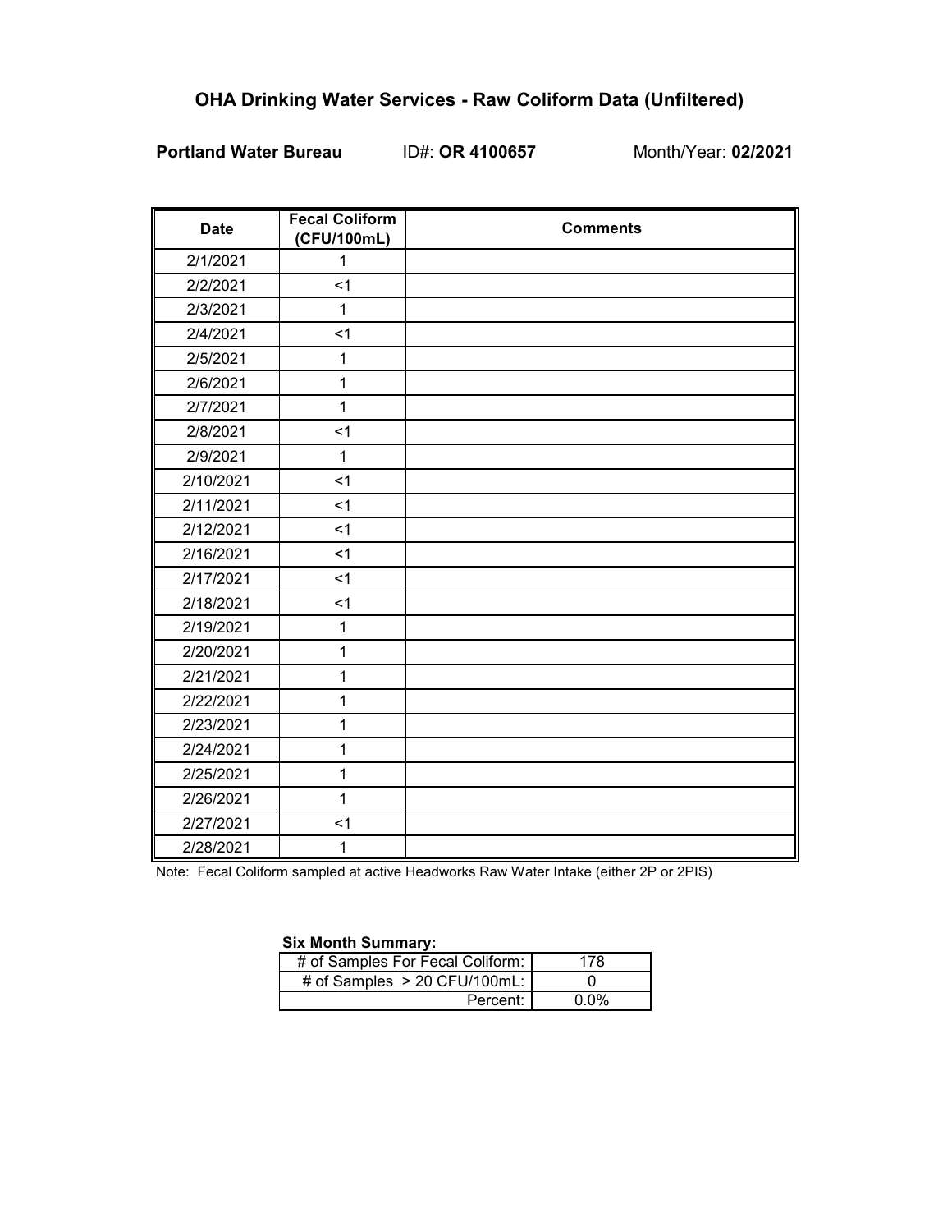# OHA Drinking Water Services - Raw Coliform Data (Unfiltered)

**Portland Water Bureau** ID#: **OR 4100657** Month/Year: **02/2021**

| Date | Fecal Coliform (CFU/100mL) | Comments |
|---|---|---|
| 2/1/2021 | 1 | |
| 2/2/2021 | <1 | |
| 2/3/2021 | 1 | |
| 2/4/2021 | <1 | |
| 2/5/2021 | 1 | |
| 2/6/2021 | 1 | |
| 2/7/2021 | 1 | |
| 2/8/2021 | <1 | |
| 2/9/2021 | 1 | |
| 2/10/2021 | <1 | |
| 2/11/2021 | <1 | |
| 2/12/2021 | <1 | |
| 2/16/2021 | <1 | |
| 2/17/2021 | <1 | |
| 2/18/2021 | <1 | |
| 2/19/2021 | 1 | |
| 2/20/2021 | 1 | |
| 2/21/2021 | 1 | |
| 2/22/2021 | 1 | |
| 2/23/2021 | 1 | |
| 2/24/2021 | 1 | |
| 2/25/2021 | 1 | |
| 2/26/2021 | 1 | |
| 2/27/2021 | <1 | |
| 2/28/2021 | 1 | |

Note: Fecal Coliform sampled at active Headworks Raw Water Intake (either 2P or 2PIS)

**Six Month Summary:**

| | |
|---|---|
| # of Samples For Fecal Coliform: | 178 |
| # of Samples > 20 CFU/100mL: | 0 |
| Percent: | 0.0% |